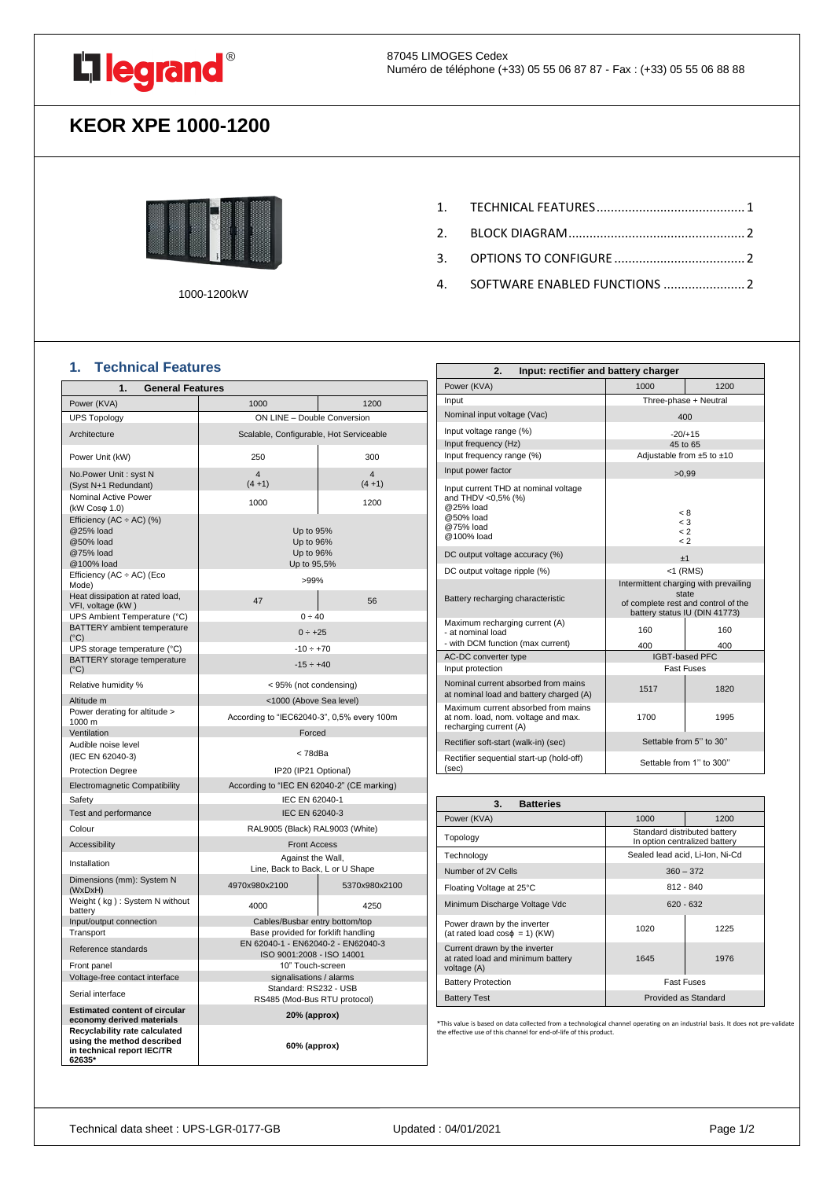legrand®

87045 LIMOGES Cedex
Numéro de téléphone (+33) 05 55 06 87 87 - Fax : (+33) 05 55 06 88 88

# KEOR XPE 1000-1200

1000-1200kW

1. TECHNICAL FEATURES ........................................ 1
2. BLOCK DIAGRAM ................................................ 2
3. OPTIONS TO CONFIGURE .................................... 2
4. SOFTWARE ENABLED FUNCTIONS ....................... 2

## 1. Technical Features

| 1. General Features | | |
|---|---|---|
| Power (KVA) | 1000 | 1200 |
| UPS Topology | ON LINE – Double Conversion | |
| Architecture | Scalable, Configurable, Hot Serviceable | |
| Power Unit (kW) | 250 | 300 |
| No.Power Unit : syst N (Syst N+1 Redundant) | 4 (4 +1) | 4 (4 +1) |
| Nominal Active Power (kW Cosφ 1.0) | 1000 | 1200 |
| Efficiency (AC ÷ AC) (%) @25% load @50% load @75% load @100% load | Up to 95% Up to 96% Up to 96% Up to 95,5% | |
| Efficiency (AC ÷ AC) (Eco Mode) | >99% | |
| Heat dissipation at rated load, VFI, voltage (kW ) | 47 | 56 |
| UPS Ambient Temperature (°C) | 0 ÷ 40 | |
| BATTERY ambient temperature (°C) | 0 ÷ +25 | |
| UPS storage temperature (°C) | -10 ÷ +70 | |
| BATTERY storage temperature (°C) | -15 ÷ +40 | |
| Relative humidity % | < 95% (not condensing) | |
| Altitude m | <1000 (Above Sea level) | |
| Power derating for altitude > 1000 m | According to "IEC62040-3", 0,5% every 100m | |
| Ventilation | Forced | |
| Audible noise level (IEC EN 62040-3) | < 78dBa | |
| Protection Degree | IP20 (IP21 Optional) | |
| Electromagnetic Compatibility | According to "IEC EN 62040-2" (CE marking) | |
| Safety | IEC EN 62040-1 | |
| Test and performance | IEC EN 62040-3 | |
| Colour | RAL9005 (Black) RAL9003 (White) | |
| Accessibility | Front Access | |
| Installation | Against the Wall, Line, Back to Back, L or U Shape | |
| Dimensions (mm): System N (WxDxH) | 4970x980x2100 | 5370x980x2100 |
| Weight ( kg ) : System N without battery | 4000 | 4250 |
| Input/output connection | Cables/Busbar entry bottom/top | |
| Transport | Base provided for forklift handling | |
| Reference standards | EN 62040-1 - EN62040-2 - EN62040-3 ISO 9001:2008 - ISO 14001 | |
| Front panel | 10" Touch-screen | |
| Voltage-free contact interface | signalisations / alarms | |
| Serial interface | Standard: RS232 - USB RS485 (Mod-Bus RTU protocol) | |
| **Estimated content of circular economy derived materials** | **20% (approx)** | |
| **Recyclability rate calculated using the method described in technical report IEC/TR 62635*** | **60% (approx)** | |

| 2. Input: rectifier and battery charger | | |
|---|---|---|
| Power (KVA) | 1000 | 1200 |
| Input | Three-phase + Neutral | |
| Nominal input voltage (Vac) | 400 | |
| Input voltage range (%) | -20/+15 | |
| Input frequency (Hz) | 45 to 65 | |
| Input frequency range (%) | Adjustable from ±5 to ±10 | |
| Input power factor | >0,99 | |
| Input current THD at nominal voltage and THDV <0,5% (%) @25% load @50% load @75% load @100% load | < 8 < 3 < 2 < 2 | |
| DC output voltage accuracy (%) | ±1 | |
| DC output voltage ripple (%) | <1 (RMS) | |
| Battery recharging characteristic | Intermittent charging with prevailing state of complete rest and control of the battery status IU (DIN 41773) | |
| Maximum recharging current (A) - at nominal load - with DCM function (max current) | 160 400 | 160 400 |
| AC-DC converter type | IGBT-based PFC | |
| Input protection | Fast Fuses | |
| Nominal current absorbed from mains at nominal load and battery charged (A) | 1517 | 1820 |
| Maximum current absorbed from mains at nom. load, nom. voltage and max. recharging current (A) | 1700 | 1995 |
| Rectifier soft-start (walk-in) (sec) | Settable from 5'' to 30'' | |
| Rectifier sequential start-up (hold-off) (sec) | Settable from 1'' to 300'' | |

| 3. Batteries | | |
|---|---|---|
| Power (KVA) | 1000 | 1200 |
| Topology | Standard distributed battery In option centralized battery | |
| Technology | Sealed lead acid, Li-Ion, Ni-Cd | |
| Number of 2V Cells | 360 – 372 | |
| Floating Voltage at 25°C | 812 - 840 | |
| Minimum Discharge Voltage Vdc | 620 - 632 | |
| Power drawn by the inverter (at rated load cosϕ = 1) (KW) | 1020 | 1225 |
| Current drawn by the inverter at rated load and minimum battery voltage (A) | 1645 | 1976 |
| Battery Protection | Fast Fuses | |
| Battery Test | Provided as Standard | |

*This value is based on data collected from a technological channel operating on an industrial basis. It does not pre-validate the effective use of this channel for end-of-life of this product.

Technical data sheet : UPS-LGR-0177-GB  Updated : 04/01/2021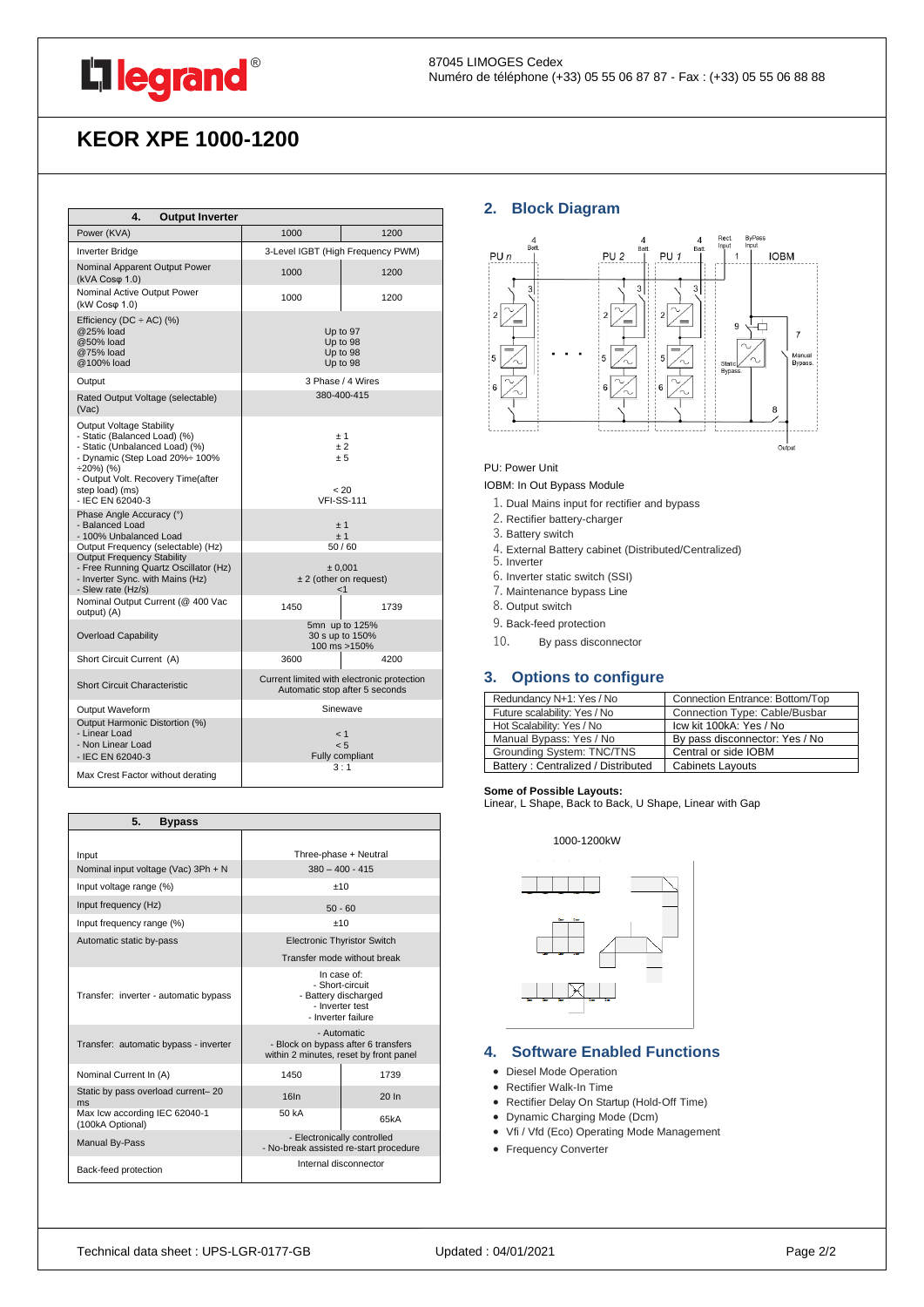87045 LIMOGES Cedex
Numéro de téléphone (+33) 05 55 06 87 87 - Fax : (+33) 05 55 06 88 88

# KEOR XPE 1000-1200

| 4. Output Inverter | | |
|---|---|---|
| Power (KVA) | 1000 | 1200 |
| Inverter Bridge | 3-Level IGBT (High Frequency PWM) | |
| Nominal Apparent Output Power (kVA Cosφ 1.0) | 1000 | 1200 |
| Nominal Active Output Power (kW Cosφ 1.0) | 1000 | 1200 |
| Efficiency (DC ÷ AC) (%)<br>@25% load<br>@50% load<br>@75% load<br>@100% load | <br>Up to 97<br>Up to 98<br>Up to 98<br>Up to 98 | |
| Output | 3 Phase / 4 Wires | |
| Rated Output Voltage (selectable) (Vac) | 380-400-415 | |
| Output Voltage Stability<br>- Static (Balanced Load) (%)<br>- Static (Unbalanced Load) (%)<br>- Dynamic (Step Load 20%÷ 100% ÷20%) (%)<br>- Output Volt. Recovery Time(after step load) (ms)<br>- IEC EN 62040-3 | <br>± 1<br>± 2<br>± 5<br><br>< 20<br>VFI-SS-111 | |
| Phase Angle Accuracy (°)<br>- Balanced Load<br>- 100% Unbalanced Load | <br>± 1<br>± 1 | |
| Output Frequency (selectable) (Hz) | 50 / 60 | |
| Output Frequency Stability<br>- Free Running Quartz Oscillator (Hz)<br>- Inverter Sync. with Mains (Hz)<br>- Slew rate (Hz/s) | <br>± 0,001<br>± 2 (other on request)<br><1 | |
| Nominal Output Current (@ 400 Vac output) (A) | 1450 | 1739 |
| Overload Capability | 5mn up to 125%<br>30 s up to 150%<br>100 ms >150% | |
| Short Circuit Current (A) | 3600 | 4200 |
| Short Circuit Characteristic | Current limited with electronic protection<br>Automatic stop after 5 seconds | |
| Output Waveform | Sinewave | |
| Output Harmonic Distortion (%)<br>- Linear Load<br>- Non Linear Load<br>- IEC EN 62040-3 | <br>< 1<br>< 5<br>Fully compliant | |
| Max Crest Factor without derating | 3 : 1 | |

| 5. Bypass | | |
|---|---|---|
| Input | Three-phase + Neutral | |
| Nominal input voltage (Vac) 3Ph + N | 380 – 400 - 415 | |
| Input voltage range (%) | ±10 | |
| Input frequency (Hz) | 50 - 60 | |
| Input frequency range (%) | ±10 | |
| Automatic static by-pass | Electronic Thyristor Switch | |
| | Transfer mode without break | |
| Transfer: inverter - automatic bypass | In case of:<br>- Short-circuit<br>- Battery discharged<br>- Inverter test<br>- Inverter failure | |
| Transfer: automatic bypass - inverter | - Automatic<br>- Block on bypass after 6 transfers within 2 minutes, reset by front panel | |
| Nominal Current In (A) | 1450 | 1739 |
| Static by pass overload current– 20 ms | 16In | 20 In |
| Max Icw according IEC 62040-1 (100kA Optional) | 50 kA | 65kA |
| Manual By-Pass | - Electronically controlled<br>- No-break assisted re-start procedure | |
| Back-feed protection | Internal disconnector | |

## 2. Block Diagram

PU n, PU 2, PU 1, IOBM, Batt., Rect. Input, ByPass Input, Static Bypass, Manual Bypass, Output

PU: Power Unit

IOBM: In Out Bypass Module

1. Dual Mains input for rectifier and bypass
2. Rectifier battery-charger
3. Battery switch
4. External Battery cabinet (Distributed/Centralized)
5. Inverter
6. Inverter static switch (SSI)
7. Maintenance bypass Line
8. Output switch
9. Back-feed protection
10. By pass disconnector

## 3. Options to configure

| | |
|---|---|
| Redundancy N+1: Yes / No | Connection Entrance: Bottom/Top |
| Future scalability: Yes / No | Connection Type: Cable/Busbar |
| Hot Scalability: Yes / No | Icw kit 100kA: Yes / No |
| Manual Bypass: Yes / No | By pass disconnector: Yes / No |
| Grounding System: TNC/TNS | Central or side IOBM |
| Battery : Centralized / Distributed | Cabinets Layouts |

**Some of Possible Layouts:**
Linear, L Shape, Back to Back, U Shape, Linear with Gap

1000-1200kW

## 4. Software Enabled Functions

- Diesel Mode Operation
- Rectifier Walk-In Time
- Rectifier Delay On Startup (Hold-Off Time)
- Dynamic Charging Mode (Dcm)
- Vfi / Vfd (Eco) Operating Mode Management
- Frequency Converter

Technical data sheet : UPS-LGR-0177-GB — Updated : 04/01/2021